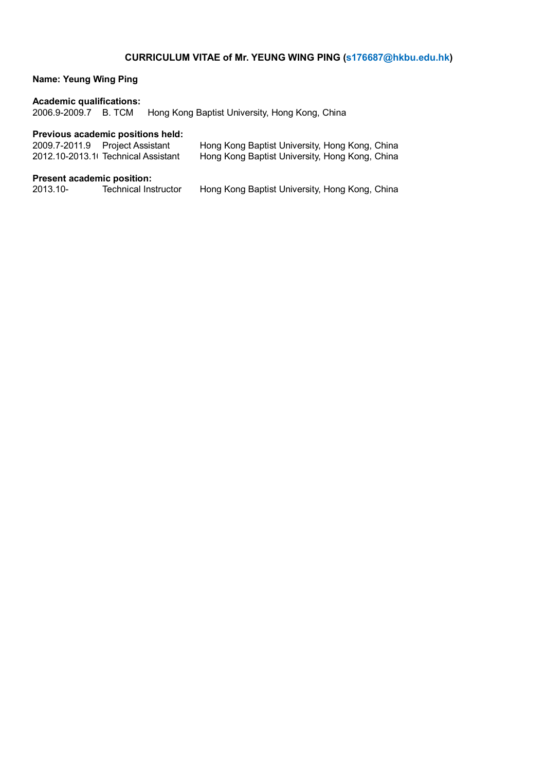**CURRICULUM VITAE of Mr. YEUNG WING PING (s176687@hkbu.edu.hk)**

**Name: Yeung Wing Ping**

**Academic qualifications:**

2006.9-2009.7 B. TCM Hong Kong Baptist University, Hong Kong, China

**Previous academic positions held:**

2009.7-2011.9 Project Assistant Hong Kong Baptist University, Hong Kong, China

2012.10-2013.1( Technical Assistant Hong Kong Baptist University, Hong Kong, China

**Present academic position:**

2013.10- Technical Instructor Hong Kong Baptist University, Hong Kong, China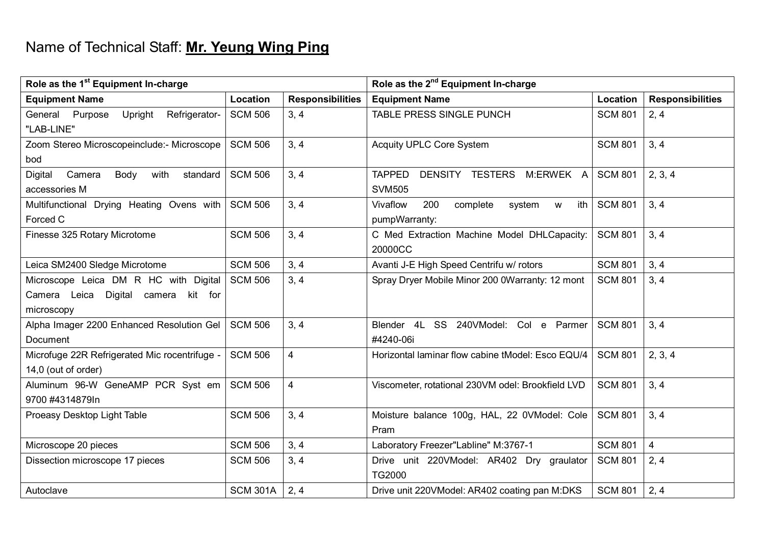Name of Technical Staff: **Mr. Yeung Wing Ping**

| Role as the 1st Equipment In-charge | | | Role as the 2nd Equipment In-charge | | |
|---|---|---|---|---|---|
| **Equipment Name** | **Location** | **Responsibilities** | **Equipment Name** | **Location** | **Responsibilities** |
| General Purpose Upright Refrigerator- "LAB-LINE" | SCM 506 | 3, 4 | TABLE PRESS SINGLE PUNCH | SCM 801 | 2, 4 |
| Zoom Stereo Microscopeinclude:- Microscope bod | SCM 506 | 3, 4 | Acquity UPLC Core System | SCM 801 | 3, 4 |
| Digital Camera Body with standard accessories M | SCM 506 | 3, 4 | TAPPED DENSITY TESTERS M:ERWEK A SVM505 | SCM 801 | 2, 3, 4 |
| Multifunctional Drying Heating Ovens with Forced C | SCM 506 | 3, 4 | Vivaflow 200 complete system w ith pumpWarranty: | SCM 801 | 3, 4 |
| Finesse 325 Rotary Microtome | SCM 506 | 3, 4 | C Med Extraction Machine Model DHLCapacity: 20000CC | SCM 801 | 3, 4 |
| Leica SM2400 Sledge Microtome | SCM 506 | 3, 4 | Avanti J-E High Speed Centrifu w/ rotors | SCM 801 | 3, 4 |
| Microscope Leica DM R HC with Digital Camera Leica Digital camera kit for microscopy | SCM 506 | 3, 4 | Spray Dryer Mobile Minor 200 0Warranty: 12 mont | SCM 801 | 3, 4 |
| Alpha Imager 2200 Enhanced Resolution Gel Document | SCM 506 | 3, 4 | Blender 4L SS 240VModel: Col e Parmer #4240-06i | SCM 801 | 3, 4 |
| Microfuge 22R Refrigerated Mic rocentrifuge - 14,0 (out of order) | SCM 506 | 4 | Horizontal laminar flow cabine tModel: Esco EQU/4 | SCM 801 | 2, 3, 4 |
| Aluminum 96-W GeneAMP PCR Syst em 9700 #4314879In | SCM 506 | 4 | Viscometer, rotational 230VM odel: Brookfield LVD | SCM 801 | 3, 4 |
| Proeasy Desktop Light Table | SCM 506 | 3, 4 | Moisture balance 100g, HAL, 22 0VModel: Cole Pram | SCM 801 | 3, 4 |
| Microscope 20 pieces | SCM 506 | 3, 4 | Laboratory Freezer"Labline" M:3767-1 | SCM 801 | 4 |
| Dissection microscope 17 pieces | SCM 506 | 3, 4 | Drive unit 220VModel: AR402 Dry graulator TG2000 | SCM 801 | 2, 4 |
| Autoclave | SCM 301A | 2, 4 | Drive unit 220VModel: AR402 coating pan M:DKS | SCM 801 | 2, 4 |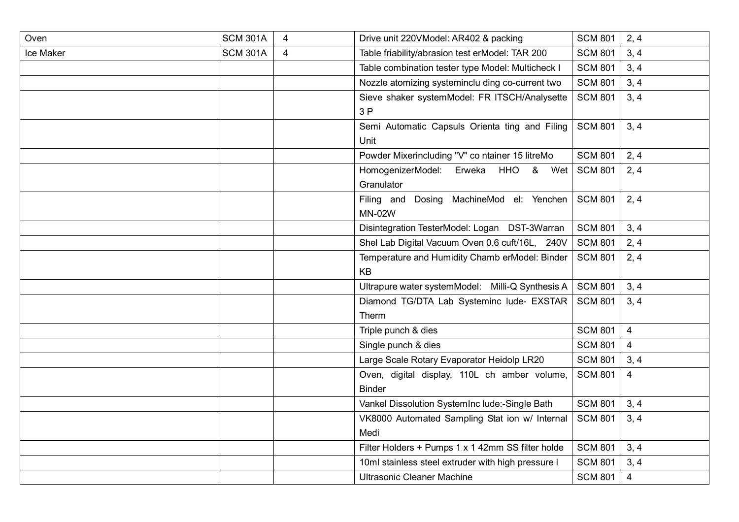| | | | | | |
|---|---|---|---|---|---|
| Oven | SCM 301A | 4 | Drive unit 220VModel: AR402 & packing | SCM 801 | 2, 4 |
| Ice Maker | SCM 301A | 4 | Table friability/abrasion test erModel: TAR 200 | SCM 801 | 3, 4 |
| | | | Table combination tester type Model: Multicheck I | SCM 801 | 3, 4 |
| | | | Nozzle atomizing systeminclu ding co-current two | SCM 801 | 3, 4 |
| | | | Sieve shaker systemModel: FR ITSCH/Analysette 3 P | SCM 801 | 3, 4 |
| | | | Semi Automatic Capsuls Orienta ting and Filing Unit | SCM 801 | 3, 4 |
| | | | Powder Mixerincluding "V" co ntainer 15 litreMo | SCM 801 | 2, 4 |
| | | | HomogenizerModel: Erweka HHO & Wet Granulator | SCM 801 | 2, 4 |
| | | | Filing and Dosing MachineMod el: Yenchen MN-02W | SCM 801 | 2, 4 |
| | | | Disintegration TesterModel: Logan DST-3Warran | SCM 801 | 3, 4 |
| | | | Shel Lab Digital Vacuum Oven 0.6 cuft/16L, 240V | SCM 801 | 2, 4 |
| | | | Temperature and Humidity Chamb erModel: Binder KB | SCM 801 | 2, 4 |
| | | | Ultrapure water systemModel: Milli-Q Synthesis A | SCM 801 | 3, 4 |
| | | | Diamond TG/DTA Lab Systeminc lude- EXSTAR Therm | SCM 801 | 3, 4 |
| | | | Triple punch & dies | SCM 801 | 4 |
| | | | Single punch & dies | SCM 801 | 4 |
| | | | Large Scale Rotary Evaporator Heidolp LR20 | SCM 801 | 3, 4 |
| | | | Oven, digital display, 110L ch amber volume, Binder | SCM 801 | 4 |
| | | | Vankel Dissolution SystemInc lude:-Single Bath | SCM 801 | 3, 4 |
| | | | VK8000 Automated Sampling Stat ion w/ Internal Medi | SCM 801 | 3, 4 |
| | | | Filter Holders + Pumps 1 x 1 42mm SS filter holde | SCM 801 | 3, 4 |
| | | | 10ml stainless steel extruder with high pressure l | SCM 801 | 3, 4 |
| | | | Ultrasonic Cleaner Machine | SCM 801 | 4 |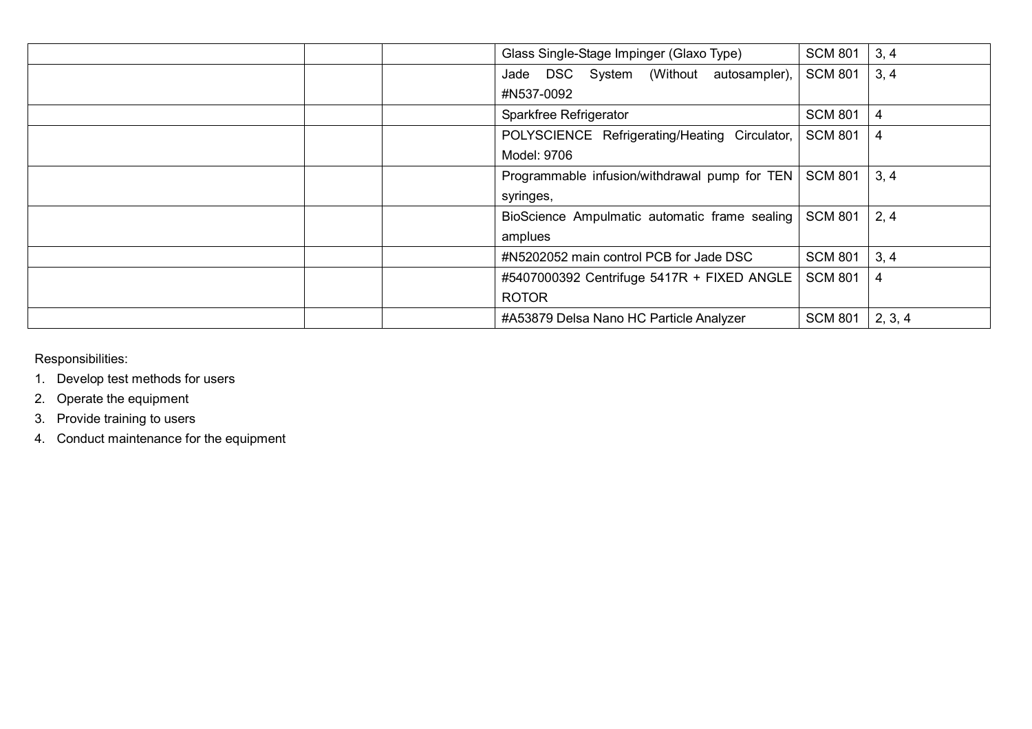| | | | | | |
|---|---|---|---|---|---|
| | | | Glass Single-Stage Impinger (Glaxo Type) | SCM 801 | 3, 4 |
| | | | Jade DSC System (Without autosampler), #N537-0092 | SCM 801 | 3, 4 |
| | | | Sparkfree Refrigerator | SCM 801 | 4 |
| | | | POLYSCIENCE Refrigerating/Heating Circulator, Model: 9706 | SCM 801 | 4 |
| | | | Programmable infusion/withdrawal pump for TEN syringes, | SCM 801 | 3, 4 |
| | | | BioScience Ampulmatic automatic frame sealing amplues | SCM 801 | 2, 4 |
| | | | #N5202052 main control PCB for Jade DSC | SCM 801 | 3, 4 |
| | | | #5407000392 Centrifuge 5417R + FIXED ANGLE ROTOR | SCM 801 | 4 |
| | | | #A53879 Delsa Nano HC Particle Analyzer | SCM 801 | 2, 3, 4 |

Responsibilities:

1. Develop test methods for users
2. Operate the equipment
3. Provide training to users
4. Conduct maintenance for the equipment